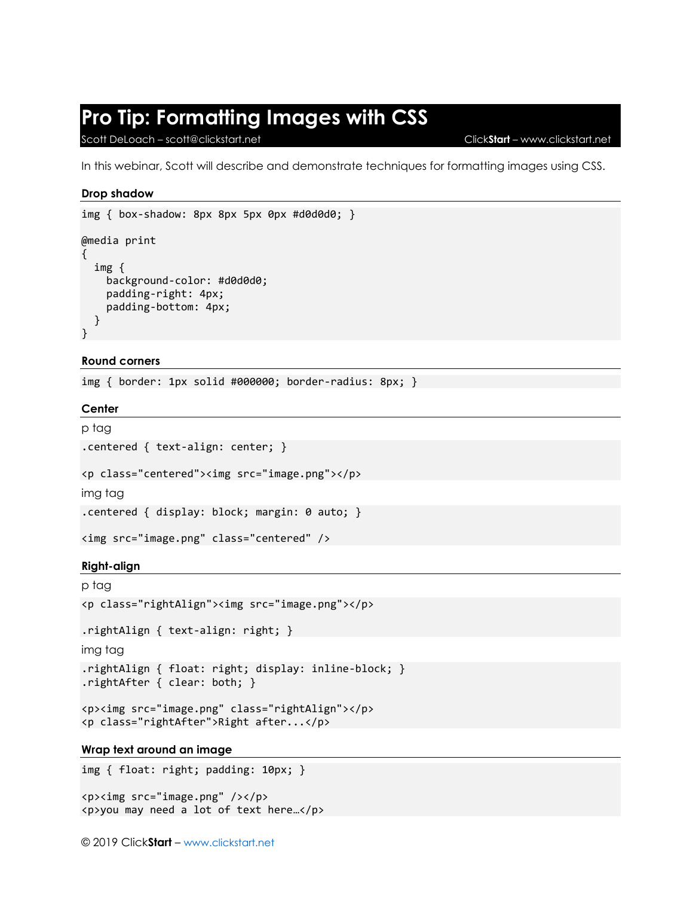# Pro Tip: Formatting Images with CSS

Scott DeLoach – scott@clickstart.net | Click**Start** – www.clickstart.net

In this webinar, Scott will describe and demonstrate techniques for formatting images using CSS.

## Drop shadow

```
img { box-shadow: 8px 8px 5px 0px #d0d0d0; }

@media print
{
  img {
    background-color: #d0d0d0;
    padding-right: 4px;
    padding-bottom: 4px;
  }
}
```

## Round corners

```
img { border: 1px solid #000000; border-radius: 8px; }
```

## Center

p tag

```
.centered { text-align: center; }

<p class="centered"><img src="image.png"></p>
```

img tag

```
.centered { display: block; margin: 0 auto; }

<img src="image.png" class="centered" />
```

## Right-align

p tag

```
<p class="rightAlign"><img src="image.png"></p>

.rightAlign { text-align: right; }
```

img tag

```
.rightAlign { float: right; display: inline-block; }
.rightAfter { clear: both; }

<p><img src="image.png" class="rightAlign"></p>
<p class="rightAfter">Right after...</p>
```

## Wrap text around an image

```
img { float: right; padding: 10px; }

<p><img src="image.png" /></p>
<p>you may need a lot of text here…</p>
```

© 2019 Click**Start** – www.clickstart.net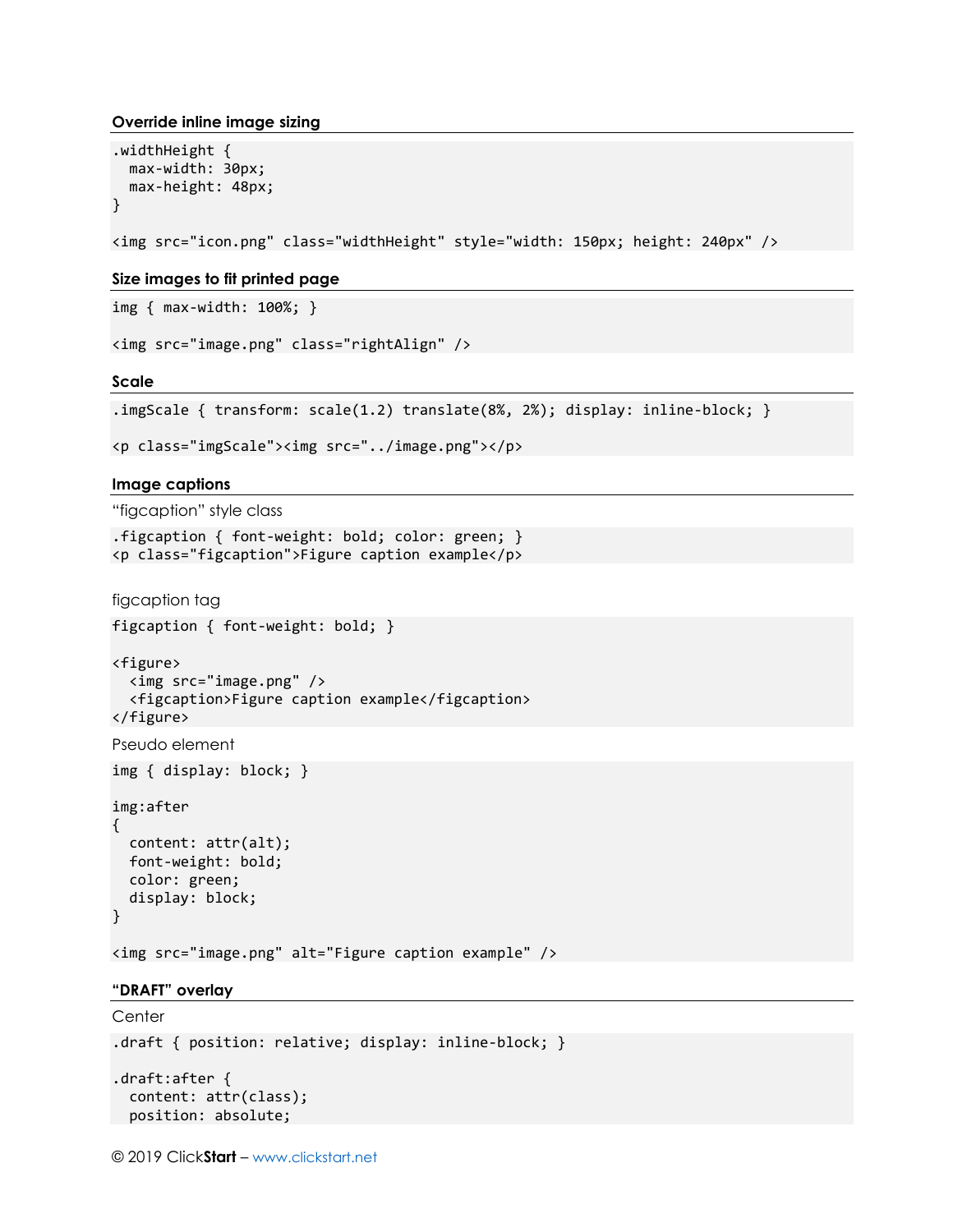### Override inline image sizing

```
.widthHeight {
  max-width: 30px;
  max-height: 48px;
}

<img src="icon.png" class="widthHeight" style="width: 150px; height: 240px" />
```

### Size images to fit printed page

```
img { max-width: 100%; }

<img src="image.png" class="rightAlign" />
```

### Scale

```
.imgScale { transform: scale(1.2) translate(8%, 2%); display: inline-block; }

<p class="imgScale"><img src="../image.png"></p>
```

### Image captions

“figcaption” style class

```
.figcaption { font-weight: bold; color: green; }
<p class="figcaption">Figure caption example</p>
```

figcaption tag

```
figcaption { font-weight: bold; }

<figure>
  <img src="image.png" />
  <figcaption>Figure caption example</figcaption>
</figure>
```

Pseudo element

```
img { display: block; }

img:after
{
  content: attr(alt);
  font-weight: bold;
  color: green;
  display: block;
}

<img src="image.png" alt="Figure caption example" />
```

### “DRAFT” overlay

Center

```
.draft { position: relative; display: inline-block; }

.draft:after {
  content: attr(class);
  position: absolute;
```

© 2019 Click**Start** – www.clickstart.net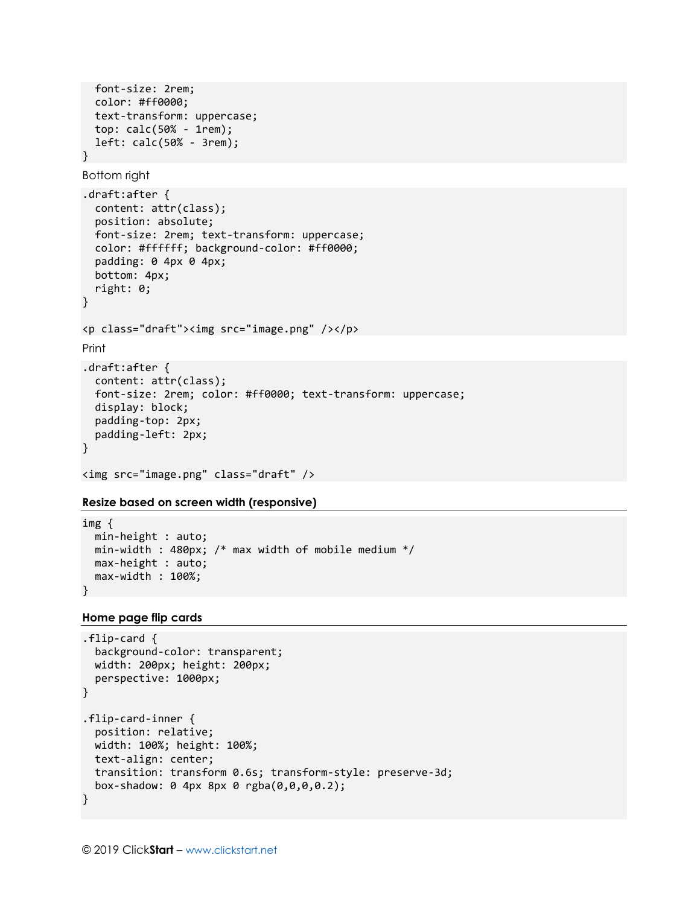```
  font-size: 2rem;
  color: #ff0000;
  text-transform: uppercase;
  top: calc(50% - 1rem);
  left: calc(50% - 3rem);
}
```

Bottom right

```
.draft:after {
  content: attr(class);
  position: absolute;
  font-size: 2rem; text-transform: uppercase;
  color: #ffffff; background-color: #ff0000;
  padding: 0 4px 0 4px;
  bottom: 4px;
  right: 0;
}

<p class="draft"><img src="image.png" /></p>
```

Print

```
.draft:after {
  content: attr(class);
  font-size: 2rem; color: #ff0000; text-transform: uppercase;
  display: block;
  padding-top: 2px;
  padding-left: 2px;
}

<img src="image.png" class="draft" />
```

### Resize based on screen width (responsive)

```
img {
  min-height : auto;
  min-width : 480px; /* max width of mobile medium */
  max-height : auto;
  max-width : 100%;
}
```

### Home page flip cards

```
.flip-card {
  background-color: transparent;
  width: 200px; height: 200px;
  perspective: 1000px;
}

.flip-card-inner {
  position: relative;
  width: 100%; height: 100%;
  text-align: center;
  transition: transform 0.6s; transform-style: preserve-3d;
  box-shadow: 0 4px 8px 0 rgba(0,0,0,0.2);
}
```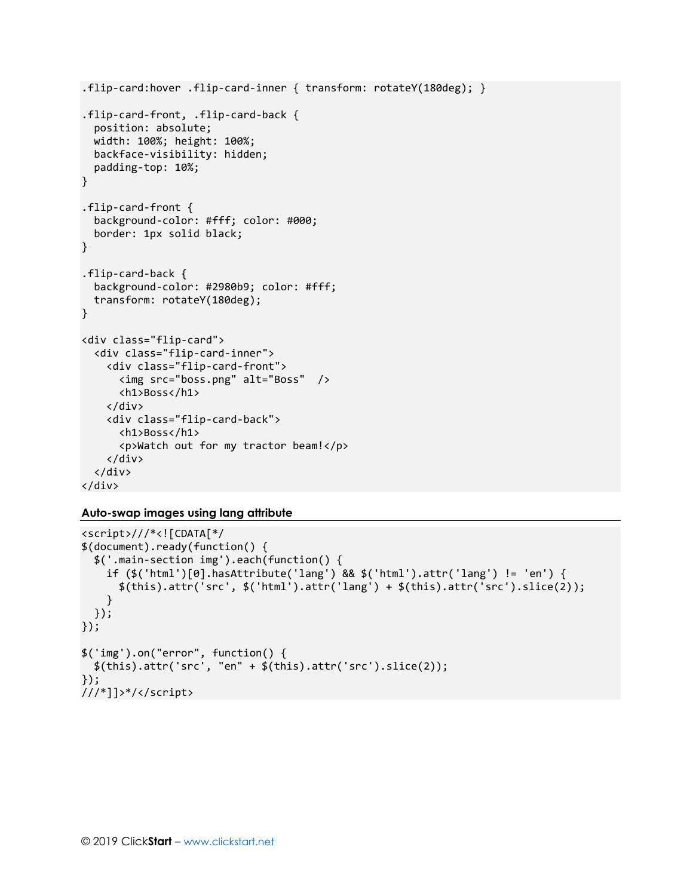```
.flip-card:hover .flip-card-inner { transform: rotateY(180deg); }

.flip-card-front, .flip-card-back {
  position: absolute;
  width: 100%; height: 100%;
  backface-visibility: hidden;
  padding-top: 10%;
}

.flip-card-front {
  background-color: #fff; color: #000;
  border: 1px solid black;
}

.flip-card-back {
  background-color: #2980b9; color: #fff;
  transform: rotateY(180deg);
}

<div class="flip-card">
  <div class="flip-card-inner">
    <div class="flip-card-front">
      <img src="boss.png" alt="Boss"  />
      <h1>Boss</h1>
    </div>
    <div class="flip-card-back">
      <h1>Boss</h1>
      <p>Watch out for my tractor beam!</p>
    </div>
  </div>
</div>
```

### Auto-swap images using lang attribute

```
<script>///*<![CDATA[*/
$(document).ready(function() {
  $('.main-section img').each(function() {
    if ($('html')[0].hasAttribute('lang') && $('html').attr('lang') != 'en') {
      $(this).attr('src', $('html').attr('lang') + $(this).attr('src').slice(2));
    }
  });
});

$('img').on("error", function() {
  $(this).attr('src', "en" + $(this).attr('src').slice(2));
});
///*]]>*/</script>
```

© 2019 Click**Start** – www.clickstart.net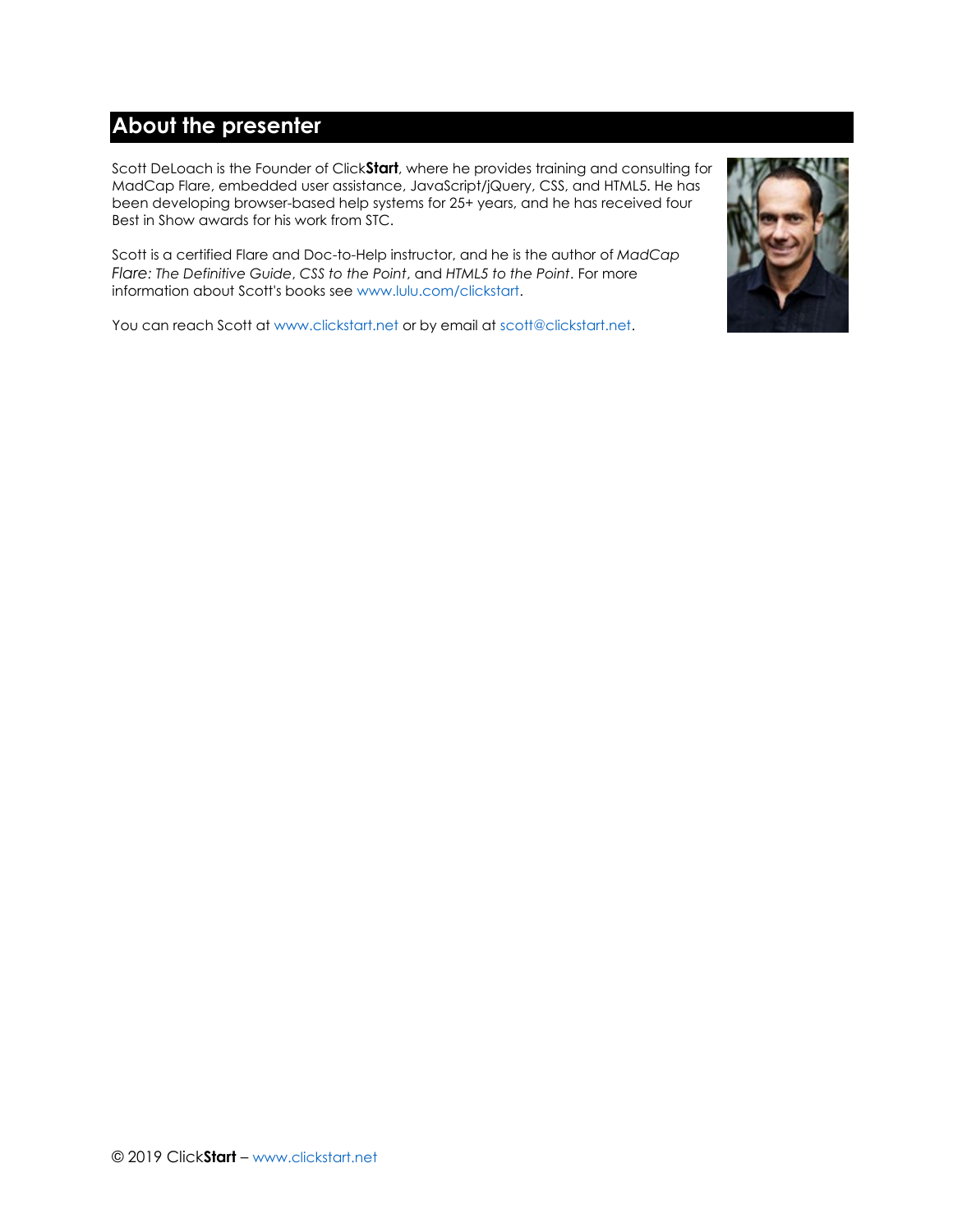# About the presenter

Scott DeLoach is the Founder of Click**Start**, where he provides training and consulting for MadCap Flare, embedded user assistance, JavaScript/jQuery, CSS, and HTML5. He has been developing browser-based help systems for 25+ years, and he has received four Best in Show awards for his work from STC.

Scott is a certified Flare and Doc-to-Help instructor, and he is the author of *MadCap Flare: The Definitive Guide*, *CSS to the Point*, and *HTML5 to the Point*. For more information about Scott's books see www.lulu.com/clickstart.

You can reach Scott at www.clickstart.net or by email at scott@clickstart.net.

© 2019 Click**Start** – www.clickstart.net